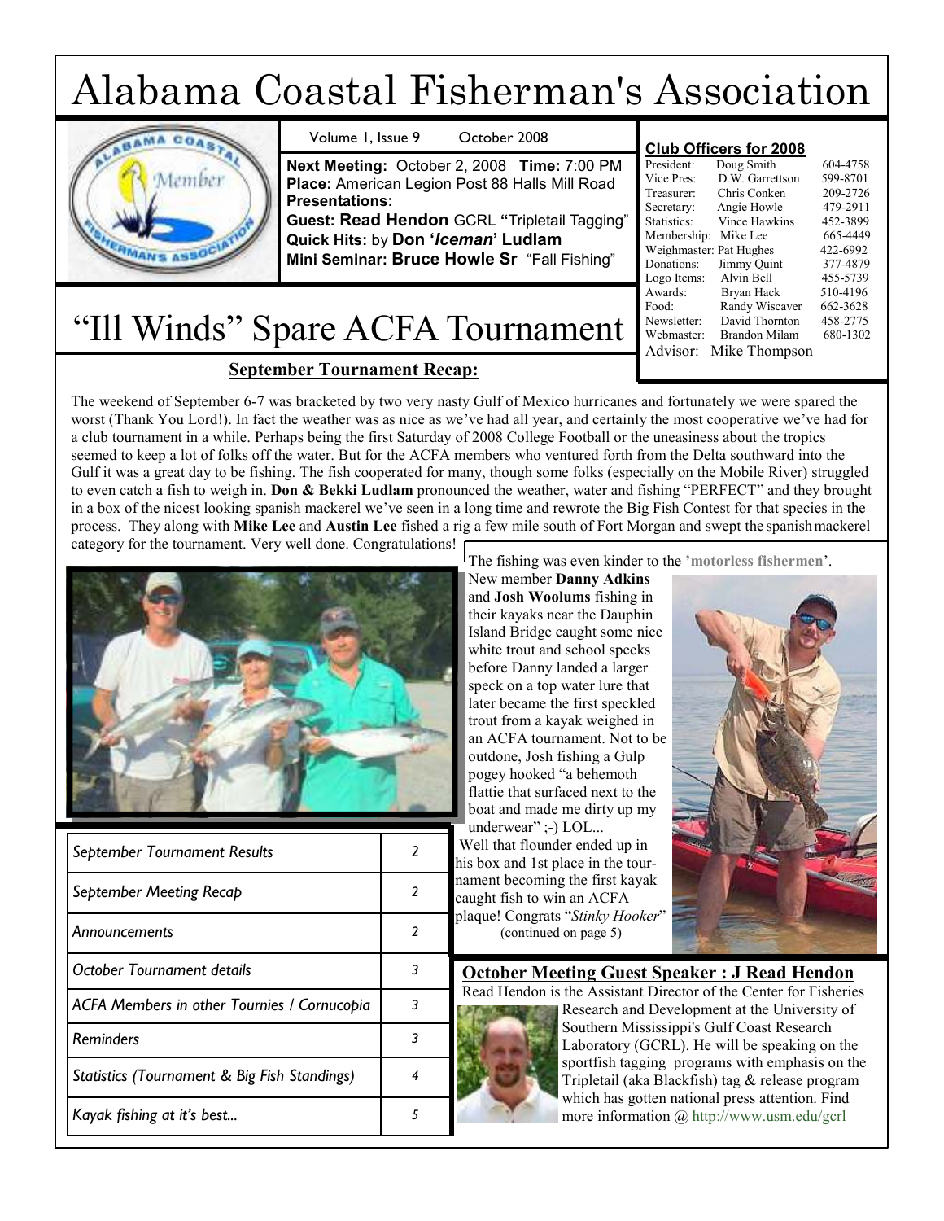# Alabama Coastal Fisherman's Association

Volume 1, Issue 9 October 2008

**Next Meeting:** October 2, 2008 **Time:** 7:00 PM
**Place:** American Legion Post 88 Halls Mill Road
**Presentations:**
**Guest: Read Hendon** GCRL **"**Tripletail Tagging"
**Quick Hits:** by **Don '*Iceman*' Ludlam**
**Mini Seminar: Bruce Howle Sr** "Fall Fishing"

**Club Officers for 2008**

| | | |
|---|---|---|
| President: | Doug Smith | 604-4758 |
| Vice Pres: | D.W. Garrettson | 599-8701 |
| Treasurer: | Chris Conken | 209-2726 |
| Secretary: | Angie Howle | 479-2911 |
| Statistics: | Vince Hawkins | 452-3899 |
| Membership: | Mike Lee | 665-4449 |
| Weighmaster: | Pat Hughes | 422-6992 |
| Donations: | Jimmy Quint | 377-4879 |
| Logo Items: | Alvin Bell | 455-5739 |
| Awards: | Bryan Hack | 510-4196 |
| Food: | Randy Wiscaver | 662-3628 |
| Newsletter: | David Thornton | 458-2775 |
| Webmaster: | Brandon Milam | 680-1302 |

Advisor: Mike Thompson

## "Ill Winds" Spare ACFA Tournament

### September Tournament Recap:

The weekend of September 6-7 was bracketed by two very nasty Gulf of Mexico hurricanes and fortunately we were spared the worst (Thank You Lord!). In fact the weather was as nice as we've had all year, and certainly the most cooperative we've had for a club tournament in a while. Perhaps being the first Saturday of 2008 College Football or the uneasiness about the tropics seemed to keep a lot of folks off the water. But for the ACFA members who ventured forth from the Delta southward into the Gulf it was a great day to be fishing. The fish cooperated for many, though some folks (especially on the Mobile River) struggled to even catch a fish to weigh in. **Don & Bekki Ludlam** pronounced the weather, water and fishing "PERFECT" and they brought in a box of the nicest looking spanish mackerel we've seen in a long time and rewrote the Big Fish Contest for that species in the process. They along with **Mike Lee** and **Austin Lee** fished a rig a few mile south of Fort Morgan and swept the spanish mackerel category for the tournament. Very well done. Congratulations!

The fishing was even kinder to the **'motorless fishermen'**. New member **Danny Adkins** and **Josh Woolums** fishing in their kayaks near the Dauphin Island Bridge caught some nice white trout and school specks before Danny landed a larger speck on a top water lure that later became the first speckled trout from a kayak weighed in an ACFA tournament. Not to be outdone, Josh fishing a Gulp pogey hooked "a behemoth flattie that surfaced next to the boat and made me dirty up my underwear" ;-) LOL... Well that flounder ended up in his box and 1st place in the tournament becoming the first kayak caught fish to win an ACFA plaque! Congrats "*Stinky Hooker*" (continued on page 5)

| | |
|---|---|
| *September Tournament Results* | *2* |
| *September Meeting Recap* | *2* |
| *Announcements* | *2* |
| *October Tournament details* | *3* |
| *ACFA Members in other Tournies / Cornucopia* | *3* |
| *Reminders* | *3* |
| *Statistics (Tournament & Big Fish Standings)* | *4* |
| *Kayak fishing at it's best...* | *5* |

### October Meeting Guest Speaker : J Read Hendon

Read Hendon is the Assistant Director of the Center for Fisheries Research and Development at the University of Southern Mississippi's Gulf Coast Research Laboratory (GCRL). He will be speaking on the sportfish tagging programs with emphasis on the Tripletail (aka Blackfish) tag & release program which has gotten national press attention. Find more information @ http://www.usm.edu/gcrl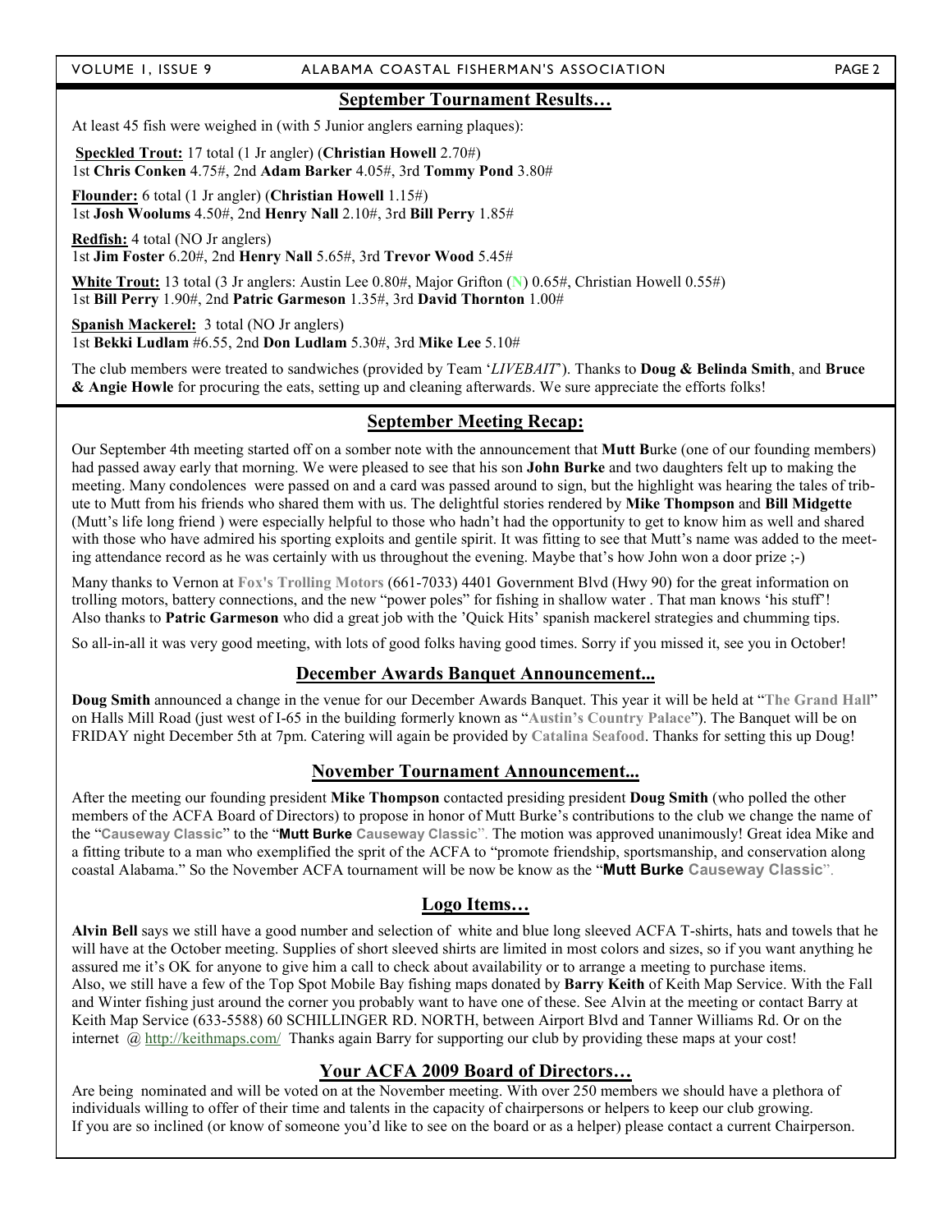## September Tournament Results…

At least 45 fish were weighed in (with 5 Junior anglers earning plaques):

**Speckled Trout:** 17 total (1 Jr angler) (**Christian Howell** 2.70#)
1st **Chris Conken** 4.75#, 2nd **Adam Barker** 4.05#, 3rd **Tommy Pond** 3.80#

**Flounder:** 6 total (1 Jr angler) (**Christian Howell** 1.15#)
1st **Josh Woolums** 4.50#, 2nd **Henry Nall** 2.10#, 3rd **Bill Perry** 1.85#

**Redfish:** 4 total (NO Jr anglers)
1st **Jim Foster** 6.20#, 2nd **Henry Nall** 5.65#, 3rd **Trevor Wood** 5.45#

**White Trout:** 13 total (3 Jr anglers: Austin Lee 0.80#, Major Grifton (N) 0.65#, Christian Howell 0.55#)
1st **Bill Perry** 1.90#, 2nd **Patric Garmeson** 1.35#, 3rd **David Thornton** 1.00#

**Spanish Mackerel:** 3 total (NO Jr anglers)
1st **Bekki Ludlam** #6.55, 2nd **Don Ludlam** 5.30#, 3rd **Mike Lee** 5.10#

The club members were treated to sandwiches (provided by Team '*LIVEBAIT*'). Thanks to **Doug & Belinda Smith**, and **Bruce & Angie Howle** for procuring the eats, setting up and cleaning afterwards. We sure appreciate the efforts folks!

## September Meeting Recap:

Our September 4th meeting started off on a somber note with the announcement that **Mutt B**urke (one of our founding members) had passed away early that morning. We were pleased to see that his son **John Burke** and two daughters felt up to making the meeting. Many condolences were passed on and a card was passed around to sign, but the highlight was hearing the tales of tribute to Mutt from his friends who shared them with us. The delightful stories rendered by **Mike Thompson** and **Bill Midgette** (Mutt's life long friend ) were especially helpful to those who hadn't had the opportunity to get to know him as well and shared with those who have admired his sporting exploits and gentile spirit. It was fitting to see that Mutt's name was added to the meeting attendance record as he was certainly with us throughout the evening. Maybe that's how John won a door prize ;-)

Many thanks to Vernon at **Fox's Trolling Motors** (661-7033) 4401 Government Blvd (Hwy 90) for the great information on trolling motors, battery connections, and the new "power poles" for fishing in shallow water . That man knows 'his stuff'!
Also thanks to **Patric Garmeson** who did a great job with the 'Quick Hits' spanish mackerel strategies and chumming tips.

So all-in-all it was very good meeting, with lots of good folks having good times. Sorry if you missed it, see you in October!

## December Awards Banquet Announcement...

**Doug Smith** announced a change in the venue for our December Awards Banquet. This year it will be held at "**The Grand Hall**" on Halls Mill Road (just west of I-65 in the building formerly known as "**Austin's Country Palace**"). The Banquet will be on FRIDAY night December 5th at 7pm. Catering will again be provided by **Catalina Seafood**. Thanks for setting this up Doug!

## November Tournament Announcement...

After the meeting our founding president **Mike Thompson** contacted presiding president **Doug Smith** (who polled the other members of the ACFA Board of Directors) to propose in honor of Mutt Burke's contributions to the club we change the name of the "**Causeway Classic**" to the "**Mutt Burke Causeway Classic**". The motion was approved unanimously! Great idea Mike and a fitting tribute to a man who exemplified the sprit of the ACFA to "promote friendship, sportsmanship, and conservation along coastal Alabama." So the November ACFA tournament will be now be know as the "**Mutt Burke Causeway Classic**".

## Logo Items…

**Alvin Bell** says we still have a good number and selection of white and blue long sleeved ACFA T-shirts, hats and towels that he will have at the October meeting. Supplies of short sleeved shirts are limited in most colors and sizes, so if you want anything he assured me it's OK for anyone to give him a call to check about availability or to arrange a meeting to purchase items.
Also, we still have a few of the Top Spot Mobile Bay fishing maps donated by **Barry Keith** of Keith Map Service. With the Fall and Winter fishing just around the corner you probably want to have one of these. See Alvin at the meeting or contact Barry at Keith Map Service (633-5588) 60 SCHILLINGER RD. NORTH, between Airport Blvd and Tanner Williams Rd. Or on the internet @ http://keithmaps.com/ Thanks again Barry for supporting our club by providing these maps at your cost!

## Your ACFA 2009 Board of Directors…

Are being nominated and will be voted on at the November meeting. With over 250 members we should have a plethora of individuals willing to offer of their time and talents in the capacity of chairpersons or helpers to keep our club growing.
If you are so inclined (or know of someone you'd like to see on the board or as a helper) please contact a current Chairperson.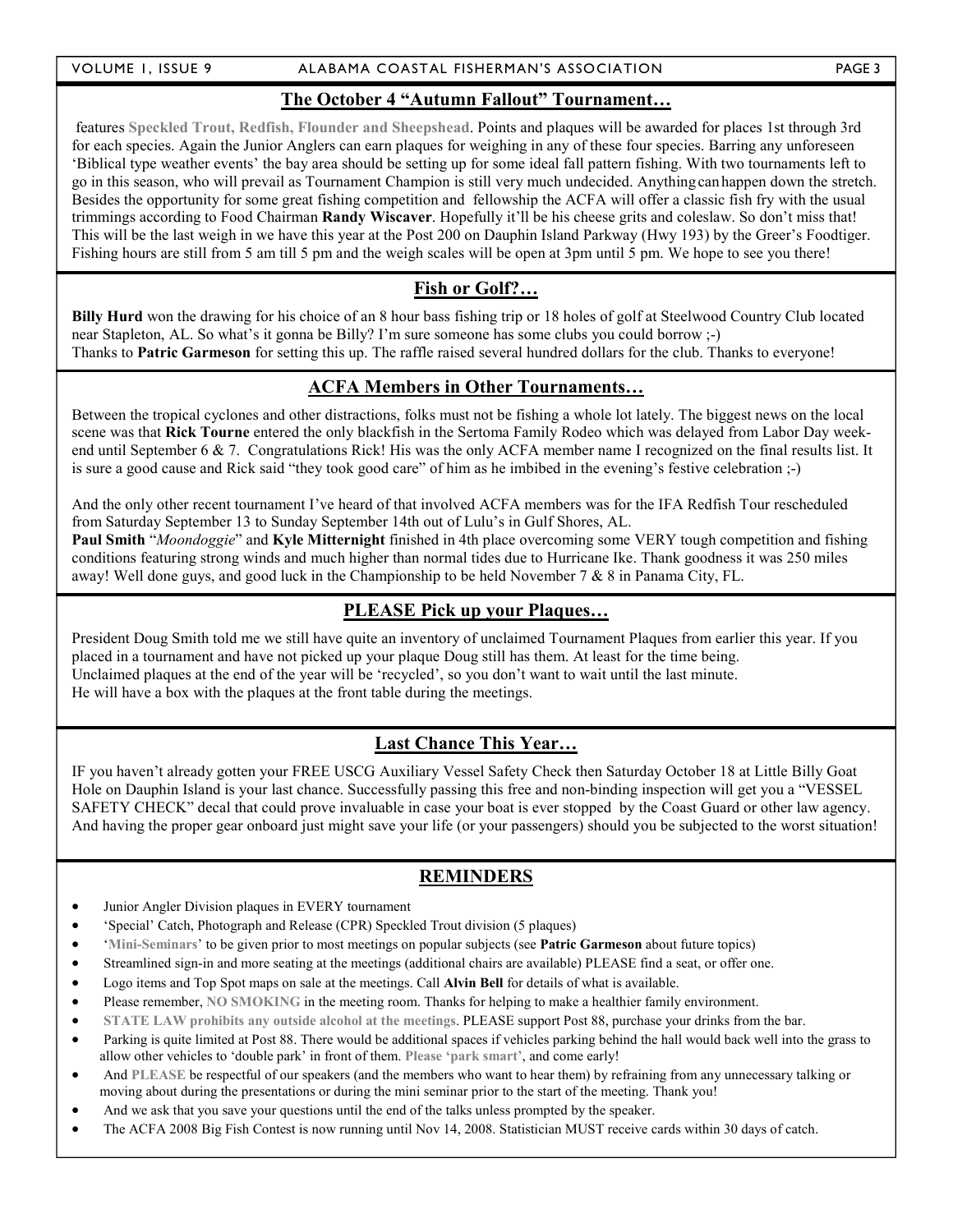## The October 4 "Autumn Fallout" Tournament…

features **Speckled Trout, Redfish, Flounder and Sheepshead**. Points and plaques will be awarded for places 1st through 3rd for each species. Again the Junior Anglers can earn plaques for weighing in any of these four species. Barring any unforeseen 'Biblical type weather events' the bay area should be setting up for some ideal fall pattern fishing. With two tournaments left to go in this season, who will prevail as Tournament Champion is still very much undecided. Anything can happen down the stretch. Besides the opportunity for some great fishing competition and fellowship the ACFA will offer a classic fish fry with the usual trimmings according to Food Chairman **Randy Wiscaver**. Hopefully it'll be his cheese grits and coleslaw. So don't miss that! This will be the last weigh in we have this year at the Post 200 on Dauphin Island Parkway (Hwy 193) by the Greer's Foodtiger. Fishing hours are still from 5 am till 5 pm and the weigh scales will be open at 3pm until 5 pm. We hope to see you there!

## Fish or Golf?…

**Billy Hurd** won the drawing for his choice of an 8 hour bass fishing trip or 18 holes of golf at Steelwood Country Club located near Stapleton, AL. So what's it gonna be Billy? I'm sure someone has some clubs you could borrow ;-)
Thanks to **Patric Garmeson** for setting this up. The raffle raised several hundred dollars for the club. Thanks to everyone!

## ACFA Members in Other Tournaments…

Between the tropical cyclones and other distractions, folks must not be fishing a whole lot lately. The biggest news on the local scene was that **Rick Tourne** entered the only blackfish in the Sertoma Family Rodeo which was delayed from Labor Day weekend until September 6 & 7. Congratulations Rick! His was the only ACFA member name I recognized on the final results list. It is sure a good cause and Rick said "they took good care" of him as he imbibed in the evening's festive celebration ;-)

And the only other recent tournament I've heard of that involved ACFA members was for the IFA Redfish Tour rescheduled from Saturday September 13 to Sunday September 14th out of Lulu's in Gulf Shores, AL.
**Paul Smith** "*Moondoggie*" and **Kyle Mitternight** finished in 4th place overcoming some VERY tough competition and fishing conditions featuring strong winds and much higher than normal tides due to Hurricane Ike. Thank goodness it was 250 miles away! Well done guys, and good luck in the Championship to be held November 7 & 8 in Panama City, FL.

## PLEASE Pick up your Plaques…

President Doug Smith told me we still have quite an inventory of unclaimed Tournament Plaques from earlier this year. If you placed in a tournament and have not picked up your plaque Doug still has them. At least for the time being.
Unclaimed plaques at the end of the year will be 'recycled', so you don't want to wait until the last minute.
He will have a box with the plaques at the front table during the meetings.

## Last Chance This Year…

IF you haven't already gotten your FREE USCG Auxiliary Vessel Safety Check then Saturday October 18 at Little Billy Goat Hole on Dauphin Island is your last chance. Successfully passing this free and non-binding inspection will get you a "VESSEL SAFETY CHECK" decal that could prove invaluable in case your boat is ever stopped by the Coast Guard or other law agency. And having the proper gear onboard just might save your life (or your passengers) should you be subjected to the worst situation!

## REMINDERS

- Junior Angler Division plaques in EVERY tournament
- 'Special' Catch, Photograph and Release (CPR) Speckled Trout division (5 plaques)
- '**Mini-Seminars**' to be given prior to most meetings on popular subjects (see **Patric Garmeson** about future topics)
- Streamlined sign-in and more seating at the meetings (additional chairs are available) PLEASE find a seat, or offer one.
- Logo items and Top Spot maps on sale at the meetings. Call **Alvin Bell** for details of what is available.
- Please remember, **NO SMOKING** in the meeting room. Thanks for helping to make a healthier family environment.
- **STATE LAW prohibits any outside alcohol at the meetings**. PLEASE support Post 88, purchase your drinks from the bar.
- Parking is quite limited at Post 88. There would be additional spaces if vehicles parking behind the hall would back well into the grass to allow other vehicles to 'double park' in front of them. **Please 'park smart'**, and come early!
- And **PLEASE** be respectful of our speakers (and the members who want to hear them) by refraining from any unnecessary talking or moving about during the presentations or during the mini seminar prior to the start of the meeting. Thank you!
- And we ask that you save your questions until the end of the talks unless prompted by the speaker.
- The ACFA 2008 Big Fish Contest is now running until Nov 14, 2008. Statistician MUST receive cards within 30 days of catch.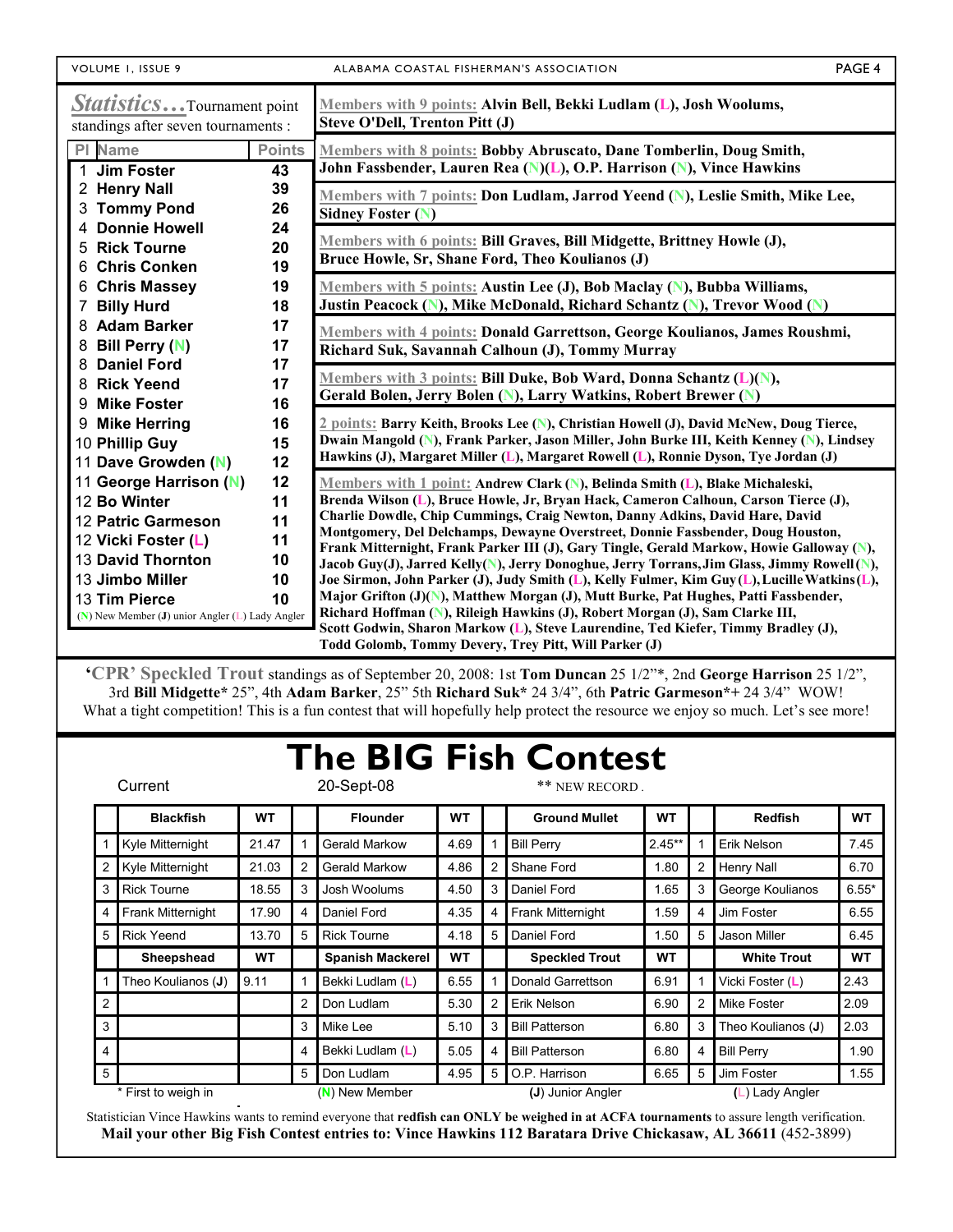## *Statistics…* Tournament point standings after seven tournaments :

| Pl | Name | Points |
|---|---|---|
| 1 | **Jim Foster** | **43** |
| 2 | **Henry Nall** | **39** |
| 3 | **Tommy Pond** | **26** |
| 4 | **Donnie Howell** | **24** |
| 5 | **Rick Tourne** | **20** |
| 6 | **Chris Conken** | **19** |
| 6 | **Chris Massey** | **19** |
| 7 | **Billy Hurd** | **18** |
| 8 | **Adam Barker** | **17** |
| 8 | **Bill Perry (N)** | **17** |
| 8 | **Daniel Ford** | **17** |
| 8 | **Rick Yeend** | **17** |
| 9 | **Mike Foster** | **16** |
| 9 | **Mike Herring** | **16** |
| 10 | **Phillip Guy** | **15** |
| 11 | **Dave Growden (N)** | **12** |
| 11 | **George Harrison (N)** | **12** |
| 12 | **Bo Winter** | **11** |
| 12 | **Patric Garmeson** | **11** |
| 12 | **Vicki Foster (L)** | **11** |
| 13 | **David Thornton** | **10** |
| 13 | **Jimbo Miller** | **10** |
| 13 | **Tim Pierce** | **10** |

(N) New Member (J) unior Angler (L) Lady Angler

Members with 9 points: **Alvin Bell, Bekki Ludlam (L), Josh Woolums, Steve O'Dell, Trenton Pitt (J)**

Members with 8 points: **Bobby Abruscato, Dane Tomberlin, Doug Smith, John Fassbender, Lauren Rea (N)(L), O.P. Harrison (N), Vince Hawkins**

Members with 7 points: **Don Ludlam, Jarrod Yeend (N), Leslie Smith, Mike Lee, Sidney Foster (N)**

Members with 6 points: **Bill Graves, Bill Midgette, Brittney Howle (J), Bruce Howle, Sr, Shane Ford, Theo Koulianos (J)**

Members with 5 points: **Austin Lee (J), Bob Maclay (N), Bubba Williams, Justin Peacock (N), Mike McDonald, Richard Schantz (N), Trevor Wood (N)**

Members with 4 points: **Donald Garrettson, George Koulianos, James Roushmi, Richard Suk, Savannah Calhoun (J), Tommy Murray**

Members with 3 points: **Bill Duke, Bob Ward, Donna Schantz (L)(N), Gerald Bolen, Jerry Bolen (N), Larry Watkins, Robert Brewer (N)**

2 points: **Barry Keith, Brooks Lee (N), Christian Howell (J), David McNew, Doug Tierce, Dwain Mangold (N), Frank Parker, Jason Miller, John Burke III, Keith Kenney (N), Lindsey Hawkins (J), Margaret Miller (L), Margaret Rowell (L), Ronnie Dyson, Tye Jordan (J)**

Members with 1 point: **Andrew Clark (N), Belinda Smith (L), Blake Michaleski, Brenda Wilson (L), Bruce Howle, Jr, Bryan Hack, Cameron Calhoun, Carson Tierce (J), Charlie Dowdle, Chip Cummings, Craig Newton, Danny Adkins, David Hare, David Montgomery, Del Delchamps, Dewayne Overstreet, Donnie Fassbender, Doug Houston, Frank Mitternight, Frank Parker III (J), Gary Tingle, Gerald Markow, Howie Galloway (N), Jacob Guy(J), Jarred Kelly(N), Jerry Donoghue, Jerry Torrans, Jim Glass, Jimmy Rowell (N), Joe Sirmon, John Parker (J), Judy Smith (L), Kelly Fulmer, Kim Guy (L), Lucille Watkins (L), Major Grifton (J)(N), Matthew Morgan (J), Mutt Burke, Pat Hughes, Patti Fassbender, Richard Hoffman (N), Rileigh Hawkins (J), Robert Morgan (J), Sam Clarke III, Scott Godwin, Sharon Markow (L), Steve Laurendine, Ted Kiefer, Timmy Bradley (J), Todd Golomb, Tommy Devery, Trey Pitt, Will Parker (J)**

**'CPR' Speckled Trout** standings as of September 20, 2008: 1st **Tom Duncan** 25 1/2"*, 2nd **George Harrison** 25 1/2", 3rd **Bill Midgette*** 25", 4th **Adam Barker**, 25" 5th **Richard Suk*** 24 3/4", 6th **Patric Garmeson***+ 24 3/4" WOW! What a tight competition! This is a fun contest that will hopefully help protect the resource we enjoy so much. Let's see more!

# The BIG Fish Contest

Current 20-Sept-08 ** NEW RECORD .

| | Blackfish | WT | | Flounder | WT | | Ground Mullet | WT | | Redfish | WT |
|---|---|---|---|---|---|---|---|---|---|---|---|
| 1 | Kyle Mitternight | 21.47 | 1 | Gerald Markow | 4.69 | 1 | Bill Perry | 2.45** | 1 | Erik Nelson | 7.45 |
| 2 | Kyle Mitternight | 21.03 | 2 | Gerald Markow | 4.86 | 2 | Shane Ford | 1.80 | 2 | Henry Nall | 6.70 |
| 3 | Rick Tourne | 18.55 | 3 | Josh Woolums | 4.50 | 3 | Daniel Ford | 1.65 | 3 | George Koulianos | 6.55* |
| 4 | Frank Mitternight | 17.90 | 4 | Daniel Ford | 4.35 | 4 | Frank Mitternight | 1.59 | 4 | Jim Foster | 6.55 |
| 5 | Rick Yeend | 13.70 | 5 | Rick Tourne | 4.18 | 5 | Daniel Ford | 1.50 | 5 | Jason Miller | 6.45 |
| | **Sheepshead** | **WT** | | **Spanish Mackerel** | **WT** | | **Speckled Trout** | **WT** | | **White Trout** | **WT** |
| 1 | Theo Koulianos (J) | 9.11 | 1 | Bekki Ludlam (L) | 6.55 | 1 | Donald Garrettson | 6.91 | 1 | Vicki Foster (L) | 2.43 |
| 2 | | | 2 | Don Ludlam | 5.30 | 2 | Erik Nelson | 6.90 | 2 | Mike Foster | 2.09 |
| 3 | | | 3 | Mike Lee | 5.10 | 3 | Bill Patterson | 6.80 | 3 | Theo Koulianos (J) | 2.03 |
| 4 | | | 4 | Bekki Ludlam (L) | 5.05 | 4 | Bill Patterson | 6.80 | 4 | Bill Perry | 1.90 |
| 5 | | | 5 | Don Ludlam | 4.95 | 5 | O.P. Harrison | 6.65 | 5 | Jim Foster | 1.55 |

\* First to weigh in (N) New Member (J) Junior Angler (L) Lady Angler

Statistician Vince Hawkins wants to remind everyone that **redfish can ONLY be weighed in at ACFA tournaments** to assure length verification.
**Mail your other Big Fish Contest entries to: Vince Hawkins 112 Baratara Drive Chickasaw, AL 36611** (452-3899)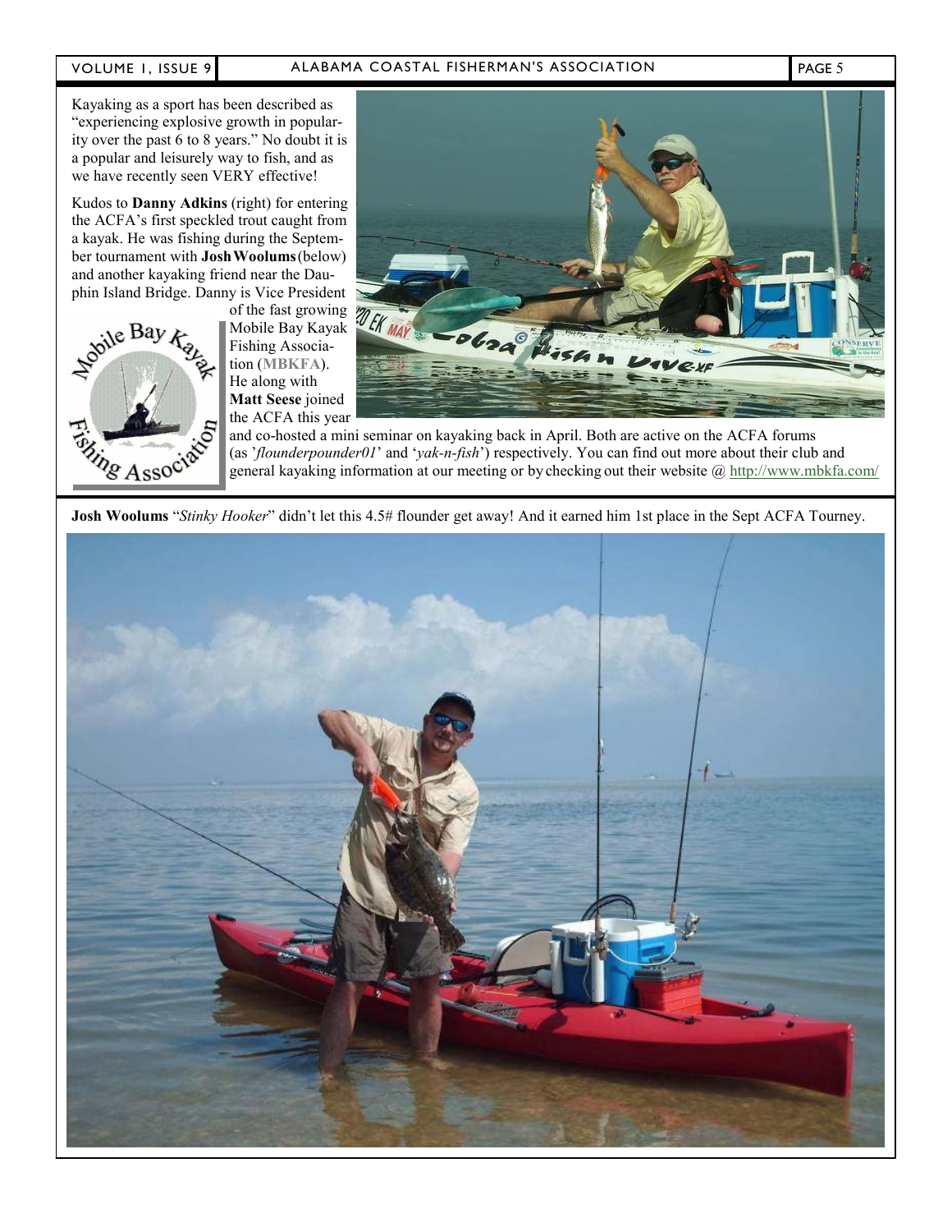Kayaking as a sport has been described as "experiencing explosive growth in popularity over the past 6 to 8 years." No doubt it is a popular and leisurely way to fish, and as we have recently seen VERY effective!

Kudos to **Danny Adkins** (right) for entering the ACFA's first speckled trout caught from a kayak. He was fishing during the September tournament with **Josh Woolums** (below) and another kayaking friend near the Dauphin Island Bridge. Danny is Vice President of the fast growing Mobile Bay Kayak Fishing Association (**MBKFA**). He along with **Matt Seese** joined the ACFA this year and co-hosted a mini seminar on kayaking back in April. Both are active on the ACFA forums (as '*flounderpounder01*' and '*yak-n-fish*') respectively. You can find out more about their club and general kayaking information at our meeting or by checking out their website @ http://www.mbkfa.com/

**Josh Woolums** "*Stinky Hooker*" didn't let this 4.5# flounder get away! And it earned him 1st place in the Sept ACFA Tourney.